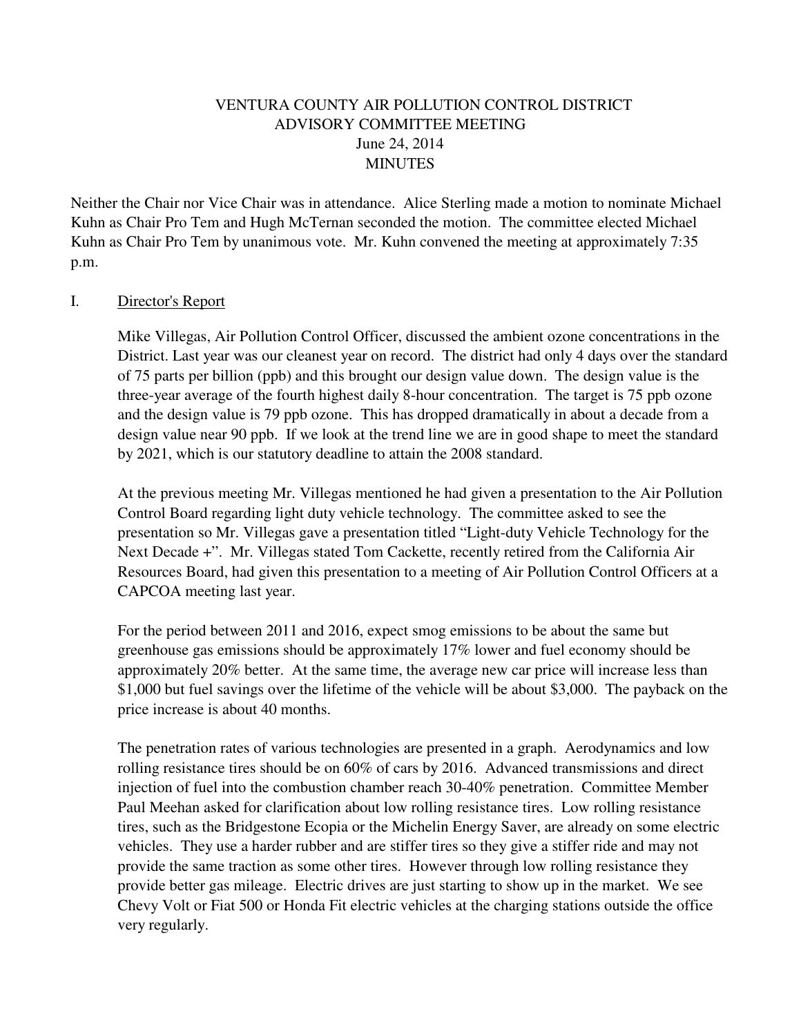# VENTURA COUNTY AIR POLLUTION CONTROL DISTRICT
## ADVISORY COMMITTEE MEETING
### June 24, 2014
### MINUTES

Neither the Chair nor Vice Chair was in attendance. Alice Sterling made a motion to nominate Michael Kuhn as Chair Pro Tem and Hugh McTernan seconded the motion. The committee elected Michael Kuhn as Chair Pro Tem by unanimous vote. Mr. Kuhn convened the meeting at approximately 7:35 p.m.

## I. Director's Report

Mike Villegas, Air Pollution Control Officer, discussed the ambient ozone concentrations in the District. Last year was our cleanest year on record. The district had only 4 days over the standard of 75 parts per billion (ppb) and this brought our design value down. The design value is the three-year average of the fourth highest daily 8-hour concentration. The target is 75 ppb ozone and the design value is 79 ppb ozone. This has dropped dramatically in about a decade from a design value near 90 ppb. If we look at the trend line we are in good shape to meet the standard by 2021, which is our statutory deadline to attain the 2008 standard.

At the previous meeting Mr. Villegas mentioned he had given a presentation to the Air Pollution Control Board regarding light duty vehicle technology. The committee asked to see the presentation so Mr. Villegas gave a presentation titled "Light-duty Vehicle Technology for the Next Decade +". Mr. Villegas stated Tom Cackette, recently retired from the California Air Resources Board, had given this presentation to a meeting of Air Pollution Control Officers at a CAPCOA meeting last year.

For the period between 2011 and 2016, expect smog emissions to be about the same but greenhouse gas emissions should be approximately 17% lower and fuel economy should be approximately 20% better. At the same time, the average new car price will increase less than $1,000 but fuel savings over the lifetime of the vehicle will be about $3,000. The payback on the price increase is about 40 months.

The penetration rates of various technologies are presented in a graph. Aerodynamics and low rolling resistance tires should be on 60% of cars by 2016. Advanced transmissions and direct injection of fuel into the combustion chamber reach 30-40% penetration. Committee Member Paul Meehan asked for clarification about low rolling resistance tires. Low rolling resistance tires, such as the Bridgestone Ecopia or the Michelin Energy Saver, are already on some electric vehicles. They use a harder rubber and are stiffer tires so they give a stiffer ride and may not provide the same traction as some other tires. However through low rolling resistance they provide better gas mileage. Electric drives are just starting to show up in the market. We see Chevy Volt or Fiat 500 or Honda Fit electric vehicles at the charging stations outside the office very regularly.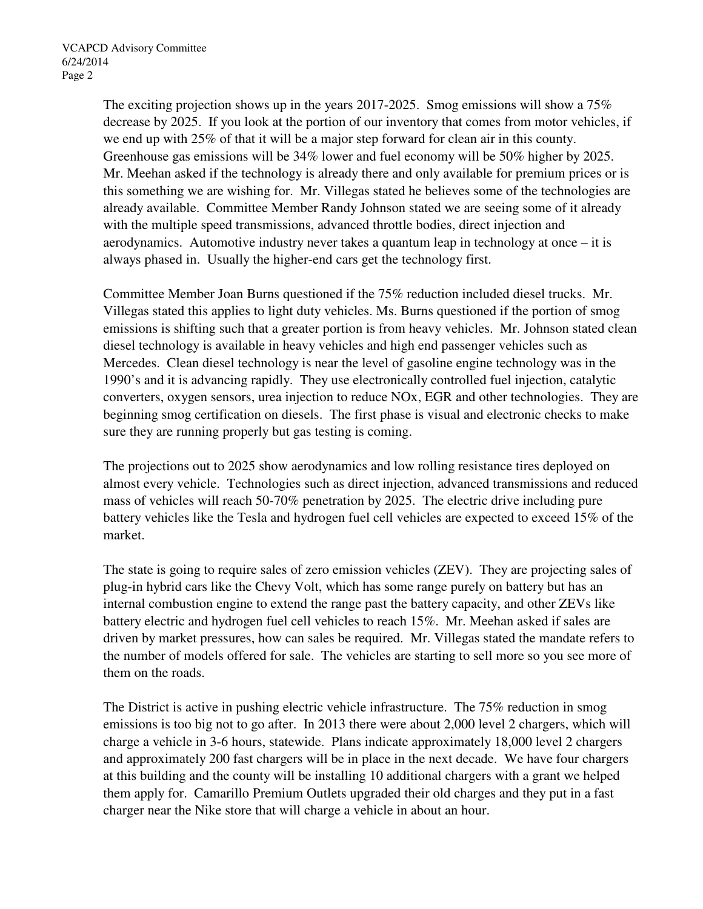The exciting projection shows up in the years 2017-2025. Smog emissions will show a 75% decrease by 2025. If you look at the portion of our inventory that comes from motor vehicles, if we end up with 25% of that it will be a major step forward for clean air in this county. Greenhouse gas emissions will be 34% lower and fuel economy will be 50% higher by 2025. Mr. Meehan asked if the technology is already there and only available for premium prices or is this something we are wishing for. Mr. Villegas stated he believes some of the technologies are already available. Committee Member Randy Johnson stated we are seeing some of it already with the multiple speed transmissions, advanced throttle bodies, direct injection and aerodynamics. Automotive industry never takes a quantum leap in technology at once – it is always phased in. Usually the higher-end cars get the technology first.

Committee Member Joan Burns questioned if the 75% reduction included diesel trucks. Mr. Villegas stated this applies to light duty vehicles. Ms. Burns questioned if the portion of smog emissions is shifting such that a greater portion is from heavy vehicles. Mr. Johnson stated clean diesel technology is available in heavy vehicles and high end passenger vehicles such as Mercedes. Clean diesel technology is near the level of gasoline engine technology was in the 1990's and it is advancing rapidly. They use electronically controlled fuel injection, catalytic converters, oxygen sensors, urea injection to reduce NOx, EGR and other technologies. They are beginning smog certification on diesels. The first phase is visual and electronic checks to make sure they are running properly but gas testing is coming.

The projections out to 2025 show aerodynamics and low rolling resistance tires deployed on almost every vehicle. Technologies such as direct injection, advanced transmissions and reduced mass of vehicles will reach 50-70% penetration by 2025. The electric drive including pure battery vehicles like the Tesla and hydrogen fuel cell vehicles are expected to exceed 15% of the market.

The state is going to require sales of zero emission vehicles (ZEV). They are projecting sales of plug-in hybrid cars like the Chevy Volt, which has some range purely on battery but has an internal combustion engine to extend the range past the battery capacity, and other ZEVs like battery electric and hydrogen fuel cell vehicles to reach 15%. Mr. Meehan asked if sales are driven by market pressures, how can sales be required. Mr. Villegas stated the mandate refers to the number of models offered for sale. The vehicles are starting to sell more so you see more of them on the roads.

The District is active in pushing electric vehicle infrastructure. The 75% reduction in smog emissions is too big not to go after. In 2013 there were about 2,000 level 2 chargers, which will charge a vehicle in 3-6 hours, statewide. Plans indicate approximately 18,000 level 2 chargers and approximately 200 fast chargers will be in place in the next decade. We have four chargers at this building and the county will be installing 10 additional chargers with a grant we helped them apply for. Camarillo Premium Outlets upgraded their old charges and they put in a fast charger near the Nike store that will charge a vehicle in about an hour.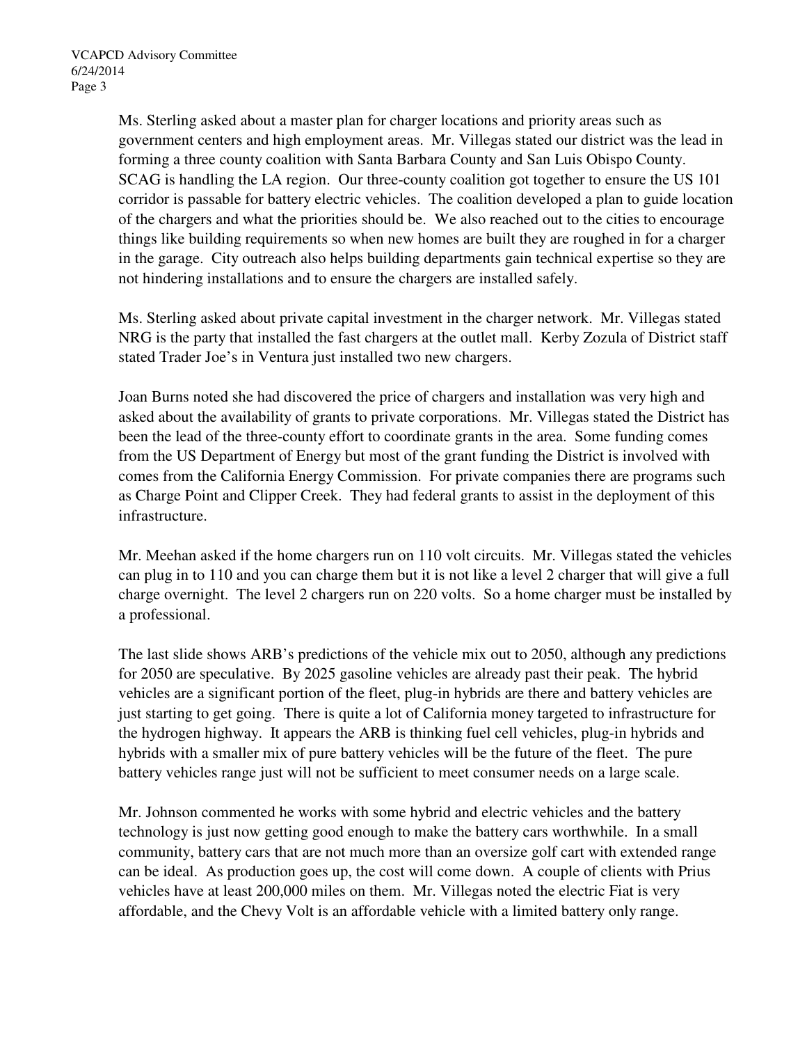Ms. Sterling asked about a master plan for charger locations and priority areas such as government centers and high employment areas. Mr. Villegas stated our district was the lead in forming a three county coalition with Santa Barbara County and San Luis Obispo County. SCAG is handling the LA region. Our three-county coalition got together to ensure the US 101 corridor is passable for battery electric vehicles. The coalition developed a plan to guide location of the chargers and what the priorities should be. We also reached out to the cities to encourage things like building requirements so when new homes are built they are roughed in for a charger in the garage. City outreach also helps building departments gain technical expertise so they are not hindering installations and to ensure the chargers are installed safely.

Ms. Sterling asked about private capital investment in the charger network. Mr. Villegas stated NRG is the party that installed the fast chargers at the outlet mall. Kerby Zozula of District staff stated Trader Joe's in Ventura just installed two new chargers.

Joan Burns noted she had discovered the price of chargers and installation was very high and asked about the availability of grants to private corporations. Mr. Villegas stated the District has been the lead of the three-county effort to coordinate grants in the area. Some funding comes from the US Department of Energy but most of the grant funding the District is involved with comes from the California Energy Commission. For private companies there are programs such as Charge Point and Clipper Creek. They had federal grants to assist in the deployment of this infrastructure.

Mr. Meehan asked if the home chargers run on 110 volt circuits. Mr. Villegas stated the vehicles can plug in to 110 and you can charge them but it is not like a level 2 charger that will give a full charge overnight. The level 2 chargers run on 220 volts. So a home charger must be installed by a professional.

The last slide shows ARB's predictions of the vehicle mix out to 2050, although any predictions for 2050 are speculative. By 2025 gasoline vehicles are already past their peak. The hybrid vehicles are a significant portion of the fleet, plug-in hybrids are there and battery vehicles are just starting to get going. There is quite a lot of California money targeted to infrastructure for the hydrogen highway. It appears the ARB is thinking fuel cell vehicles, plug-in hybrids and hybrids with a smaller mix of pure battery vehicles will be the future of the fleet. The pure battery vehicles range just will not be sufficient to meet consumer needs on a large scale.

Mr. Johnson commented he works with some hybrid and electric vehicles and the battery technology is just now getting good enough to make the battery cars worthwhile. In a small community, battery cars that are not much more than an oversize golf cart with extended range can be ideal. As production goes up, the cost will come down. A couple of clients with Prius vehicles have at least 200,000 miles on them. Mr. Villegas noted the electric Fiat is very affordable, and the Chevy Volt is an affordable vehicle with a limited battery only range.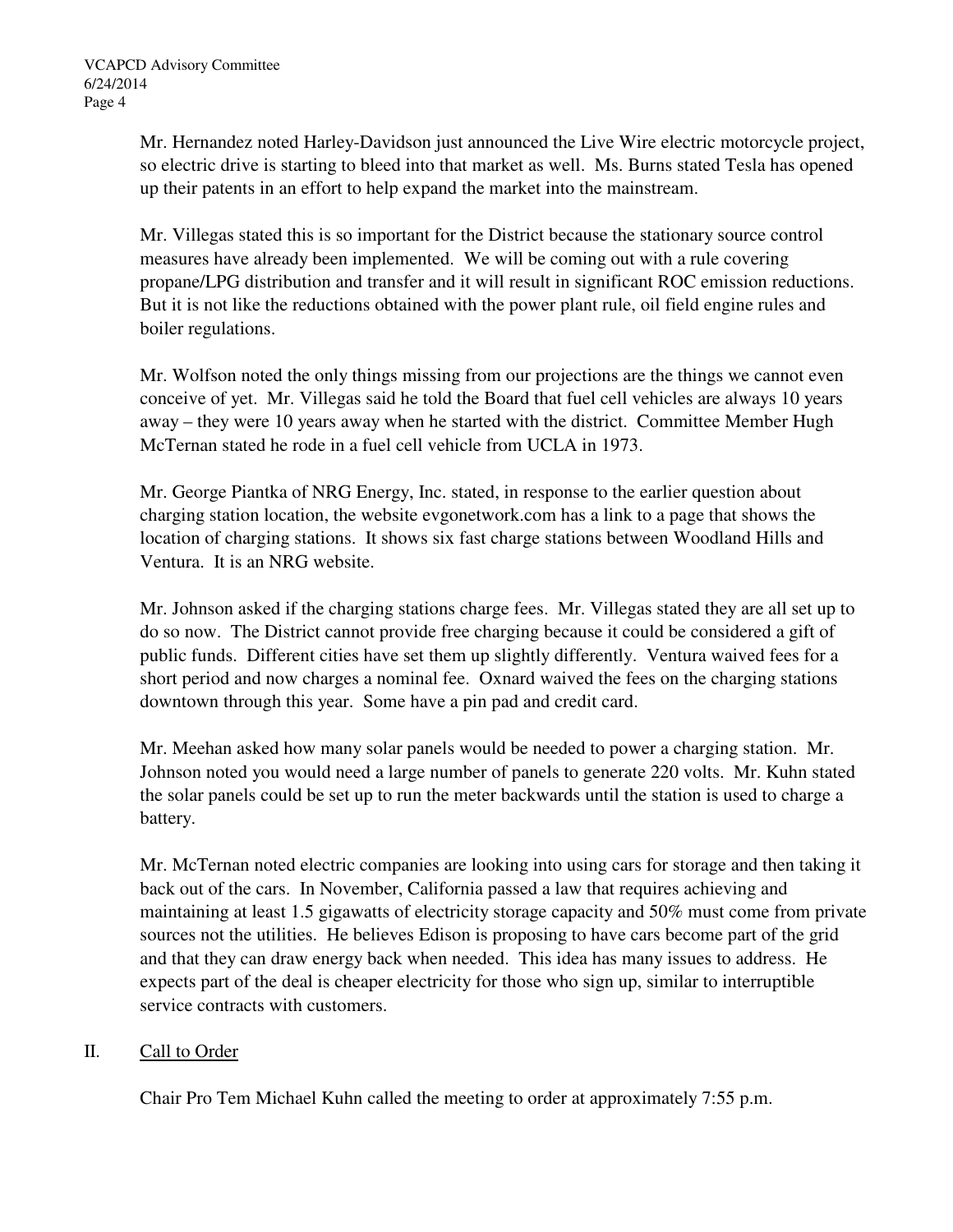Mr. Hernandez noted Harley-Davidson just announced the Live Wire electric motorcycle project, so electric drive is starting to bleed into that market as well. Ms. Burns stated Tesla has opened up their patents in an effort to help expand the market into the mainstream.

Mr. Villegas stated this is so important for the District because the stationary source control measures have already been implemented. We will be coming out with a rule covering propane/LPG distribution and transfer and it will result in significant ROC emission reductions. But it is not like the reductions obtained with the power plant rule, oil field engine rules and boiler regulations.

Mr. Wolfson noted the only things missing from our projections are the things we cannot even conceive of yet. Mr. Villegas said he told the Board that fuel cell vehicles are always 10 years away – they were 10 years away when he started with the district. Committee Member Hugh McTernan stated he rode in a fuel cell vehicle from UCLA in 1973.

Mr. George Piantka of NRG Energy, Inc. stated, in response to the earlier question about charging station location, the website evgonetwork.com has a link to a page that shows the location of charging stations. It shows six fast charge stations between Woodland Hills and Ventura. It is an NRG website.

Mr. Johnson asked if the charging stations charge fees. Mr. Villegas stated they are all set up to do so now. The District cannot provide free charging because it could be considered a gift of public funds. Different cities have set them up slightly differently. Ventura waived fees for a short period and now charges a nominal fee. Oxnard waived the fees on the charging stations downtown through this year. Some have a pin pad and credit card.

Mr. Meehan asked how many solar panels would be needed to power a charging station. Mr. Johnson noted you would need a large number of panels to generate 220 volts. Mr. Kuhn stated the solar panels could be set up to run the meter backwards until the station is used to charge a battery.

Mr. McTernan noted electric companies are looking into using cars for storage and then taking it back out of the cars. In November, California passed a law that requires achieving and maintaining at least 1.5 gigawatts of electricity storage capacity and 50% must come from private sources not the utilities. He believes Edison is proposing to have cars become part of the grid and that they can draw energy back when needed. This idea has many issues to address. He expects part of the deal is cheaper electricity for those who sign up, similar to interruptible service contracts with customers.

## II. Call to Order

Chair Pro Tem Michael Kuhn called the meeting to order at approximately 7:55 p.m.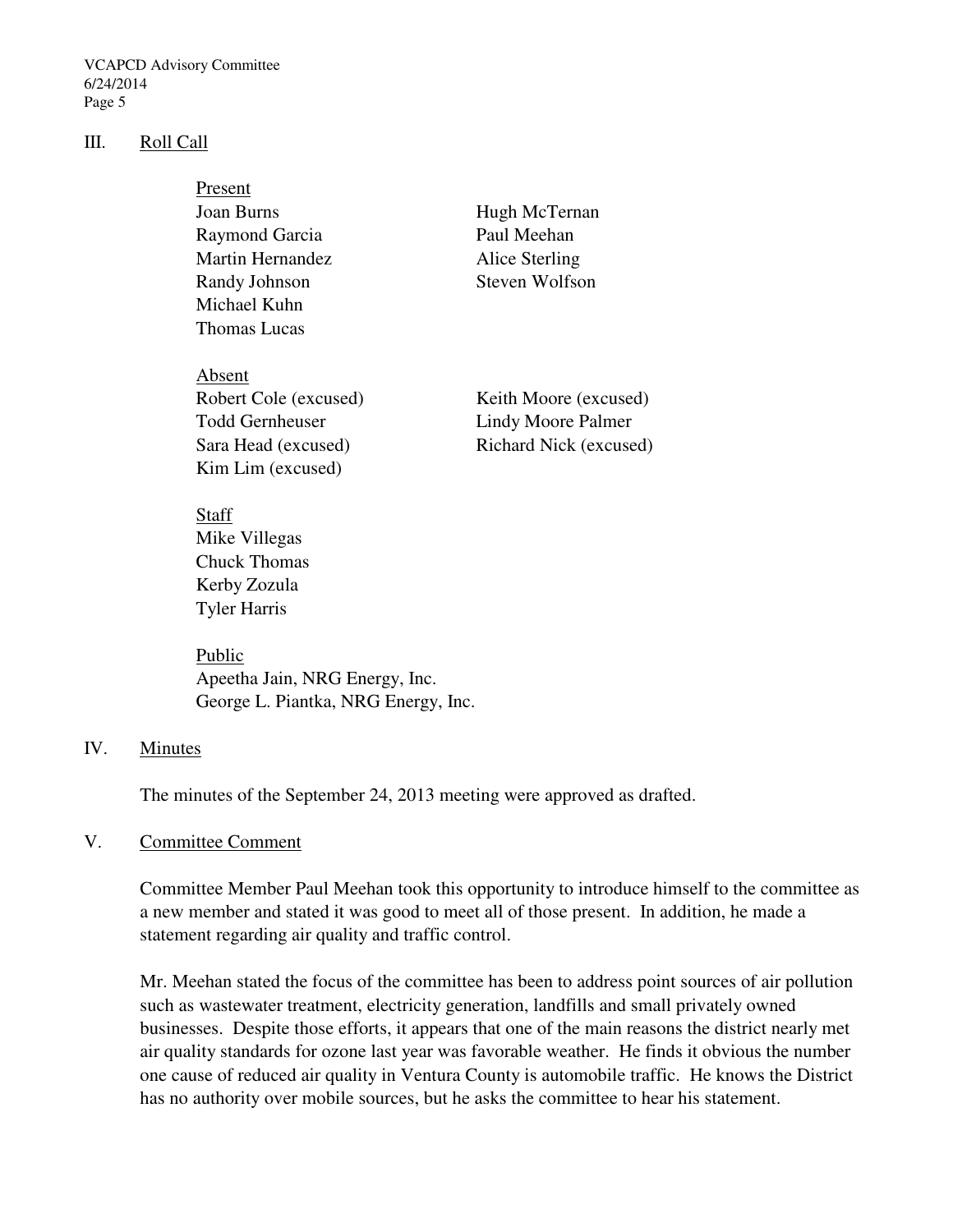## III. Roll Call

Present

Joan Burns
Raymond Garcia
Martin Hernandez
Randy Johnson
Michael Kuhn
Thomas Lucas
Hugh McTernan
Paul Meehan
Alice Sterling
Steven Wolfson

Absent

Robert Cole (excused)
Todd Gernheuser
Sara Head (excused)
Kim Lim (excused)
Keith Moore (excused)
Lindy Moore Palmer
Richard Nick (excused)

Staff

Mike Villegas
Chuck Thomas
Kerby Zozula
Tyler Harris

Public

Apeetha Jain, NRG Energy, Inc.
George L. Piantka, NRG Energy, Inc.

## IV. Minutes

The minutes of the September 24, 2013 meeting were approved as drafted.

## V. Committee Comment

Committee Member Paul Meehan took this opportunity to introduce himself to the committee as a new member and stated it was good to meet all of those present. In addition, he made a statement regarding air quality and traffic control.

Mr. Meehan stated the focus of the committee has been to address point sources of air pollution such as wastewater treatment, electricity generation, landfills and small privately owned businesses. Despite those efforts, it appears that one of the main reasons the district nearly met air quality standards for ozone last year was favorable weather. He finds it obvious the number one cause of reduced air quality in Ventura County is automobile traffic. He knows the District has no authority over mobile sources, but he asks the committee to hear his statement.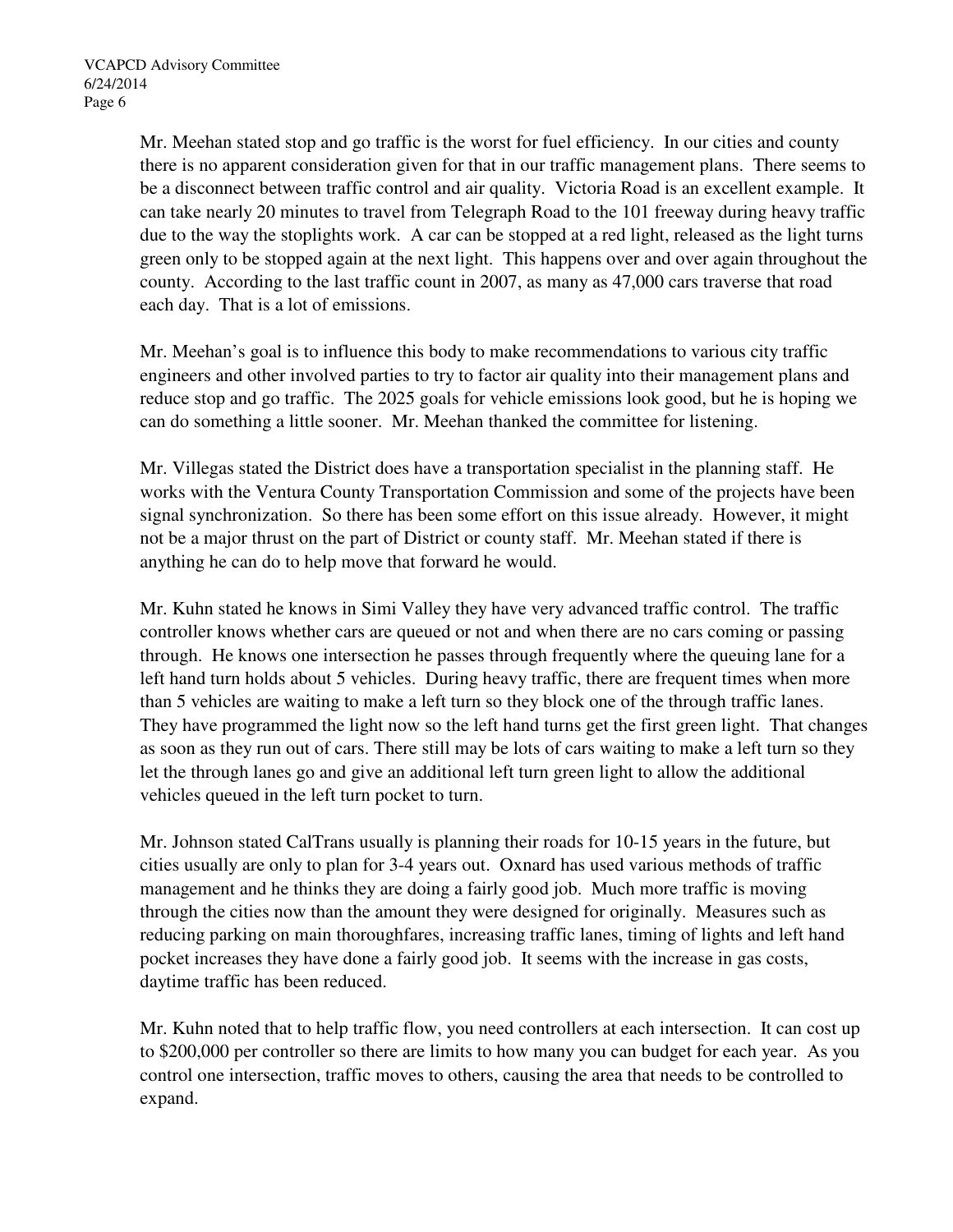Mr. Meehan stated stop and go traffic is the worst for fuel efficiency. In our cities and county there is no apparent consideration given for that in our traffic management plans. There seems to be a disconnect between traffic control and air quality. Victoria Road is an excellent example. It can take nearly 20 minutes to travel from Telegraph Road to the 101 freeway during heavy traffic due to the way the stoplights work. A car can be stopped at a red light, released as the light turns green only to be stopped again at the next light. This happens over and over again throughout the county. According to the last traffic count in 2007, as many as 47,000 cars traverse that road each day. That is a lot of emissions.

Mr. Meehan's goal is to influence this body to make recommendations to various city traffic engineers and other involved parties to try to factor air quality into their management plans and reduce stop and go traffic. The 2025 goals for vehicle emissions look good, but he is hoping we can do something a little sooner. Mr. Meehan thanked the committee for listening.

Mr. Villegas stated the District does have a transportation specialist in the planning staff. He works with the Ventura County Transportation Commission and some of the projects have been signal synchronization. So there has been some effort on this issue already. However, it might not be a major thrust on the part of District or county staff. Mr. Meehan stated if there is anything he can do to help move that forward he would.

Mr. Kuhn stated he knows in Simi Valley they have very advanced traffic control. The traffic controller knows whether cars are queued or not and when there are no cars coming or passing through. He knows one intersection he passes through frequently where the queuing lane for a left hand turn holds about 5 vehicles. During heavy traffic, there are frequent times when more than 5 vehicles are waiting to make a left turn so they block one of the through traffic lanes. They have programmed the light now so the left hand turns get the first green light. That changes as soon as they run out of cars. There still may be lots of cars waiting to make a left turn so they let the through lanes go and give an additional left turn green light to allow the additional vehicles queued in the left turn pocket to turn.

Mr. Johnson stated CalTrans usually is planning their roads for 10-15 years in the future, but cities usually are only to plan for 3-4 years out. Oxnard has used various methods of traffic management and he thinks they are doing a fairly good job. Much more traffic is moving through the cities now than the amount they were designed for originally. Measures such as reducing parking on main thoroughfares, increasing traffic lanes, timing of lights and left hand pocket increases they have done a fairly good job. It seems with the increase in gas costs, daytime traffic has been reduced.

Mr. Kuhn noted that to help traffic flow, you need controllers at each intersection. It can cost up to $200,000 per controller so there are limits to how many you can budget for each year. As you control one intersection, traffic moves to others, causing the area that needs to be controlled to expand.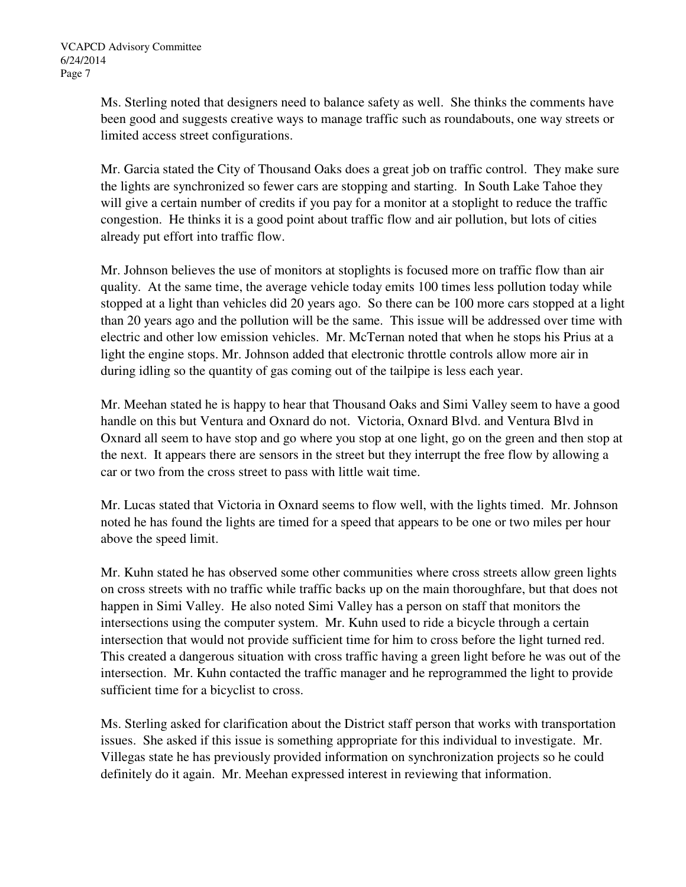Ms. Sterling noted that designers need to balance safety as well. She thinks the comments have been good and suggests creative ways to manage traffic such as roundabouts, one way streets or limited access street configurations.

Mr. Garcia stated the City of Thousand Oaks does a great job on traffic control. They make sure the lights are synchronized so fewer cars are stopping and starting. In South Lake Tahoe they will give a certain number of credits if you pay for a monitor at a stoplight to reduce the traffic congestion. He thinks it is a good point about traffic flow and air pollution, but lots of cities already put effort into traffic flow.

Mr. Johnson believes the use of monitors at stoplights is focused more on traffic flow than air quality. At the same time, the average vehicle today emits 100 times less pollution today while stopped at a light than vehicles did 20 years ago. So there can be 100 more cars stopped at a light than 20 years ago and the pollution will be the same. This issue will be addressed over time with electric and other low emission vehicles. Mr. McTernan noted that when he stops his Prius at a light the engine stops. Mr. Johnson added that electronic throttle controls allow more air in during idling so the quantity of gas coming out of the tailpipe is less each year.

Mr. Meehan stated he is happy to hear that Thousand Oaks and Simi Valley seem to have a good handle on this but Ventura and Oxnard do not. Victoria, Oxnard Blvd. and Ventura Blvd in Oxnard all seem to have stop and go where you stop at one light, go on the green and then stop at the next. It appears there are sensors in the street but they interrupt the free flow by allowing a car or two from the cross street to pass with little wait time.

Mr. Lucas stated that Victoria in Oxnard seems to flow well, with the lights timed. Mr. Johnson noted he has found the lights are timed for a speed that appears to be one or two miles per hour above the speed limit.

Mr. Kuhn stated he has observed some other communities where cross streets allow green lights on cross streets with no traffic while traffic backs up on the main thoroughfare, but that does not happen in Simi Valley. He also noted Simi Valley has a person on staff that monitors the intersections using the computer system. Mr. Kuhn used to ride a bicycle through a certain intersection that would not provide sufficient time for him to cross before the light turned red. This created a dangerous situation with cross traffic having a green light before he was out of the intersection. Mr. Kuhn contacted the traffic manager and he reprogrammed the light to provide sufficient time for a bicyclist to cross.

Ms. Sterling asked for clarification about the District staff person that works with transportation issues. She asked if this issue is something appropriate for this individual to investigate. Mr. Villegas state he has previously provided information on synchronization projects so he could definitely do it again. Mr. Meehan expressed interest in reviewing that information.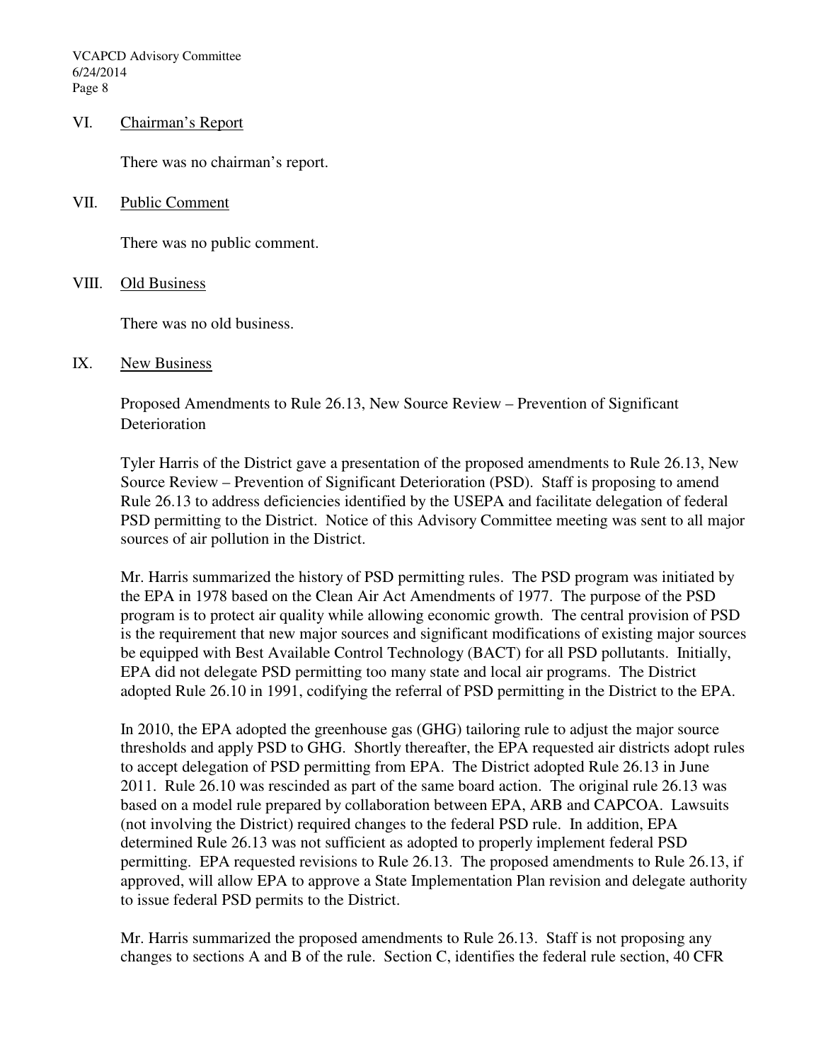## VI. Chairman's Report

There was no chairman's report.

## VII. Public Comment

There was no public comment.

## VIII. Old Business

There was no old business.

## IX. New Business

Proposed Amendments to Rule 26.13, New Source Review – Prevention of Significant Deterioration

Tyler Harris of the District gave a presentation of the proposed amendments to Rule 26.13, New Source Review – Prevention of Significant Deterioration (PSD). Staff is proposing to amend Rule 26.13 to address deficiencies identified by the USEPA and facilitate delegation of federal PSD permitting to the District. Notice of this Advisory Committee meeting was sent to all major sources of air pollution in the District.

Mr. Harris summarized the history of PSD permitting rules. The PSD program was initiated by the EPA in 1978 based on the Clean Air Act Amendments of 1977. The purpose of the PSD program is to protect air quality while allowing economic growth. The central provision of PSD is the requirement that new major sources and significant modifications of existing major sources be equipped with Best Available Control Technology (BACT) for all PSD pollutants. Initially, EPA did not delegate PSD permitting too many state and local air programs. The District adopted Rule 26.10 in 1991, codifying the referral of PSD permitting in the District to the EPA.

In 2010, the EPA adopted the greenhouse gas (GHG) tailoring rule to adjust the major source thresholds and apply PSD to GHG. Shortly thereafter, the EPA requested air districts adopt rules to accept delegation of PSD permitting from EPA. The District adopted Rule 26.13 in June 2011. Rule 26.10 was rescinded as part of the same board action. The original rule 26.13 was based on a model rule prepared by collaboration between EPA, ARB and CAPCOA. Lawsuits (not involving the District) required changes to the federal PSD rule. In addition, EPA determined Rule 26.13 was not sufficient as adopted to properly implement federal PSD permitting. EPA requested revisions to Rule 26.13. The proposed amendments to Rule 26.13, if approved, will allow EPA to approve a State Implementation Plan revision and delegate authority to issue federal PSD permits to the District.

Mr. Harris summarized the proposed amendments to Rule 26.13. Staff is not proposing any changes to sections A and B of the rule. Section C, identifies the federal rule section, 40 CFR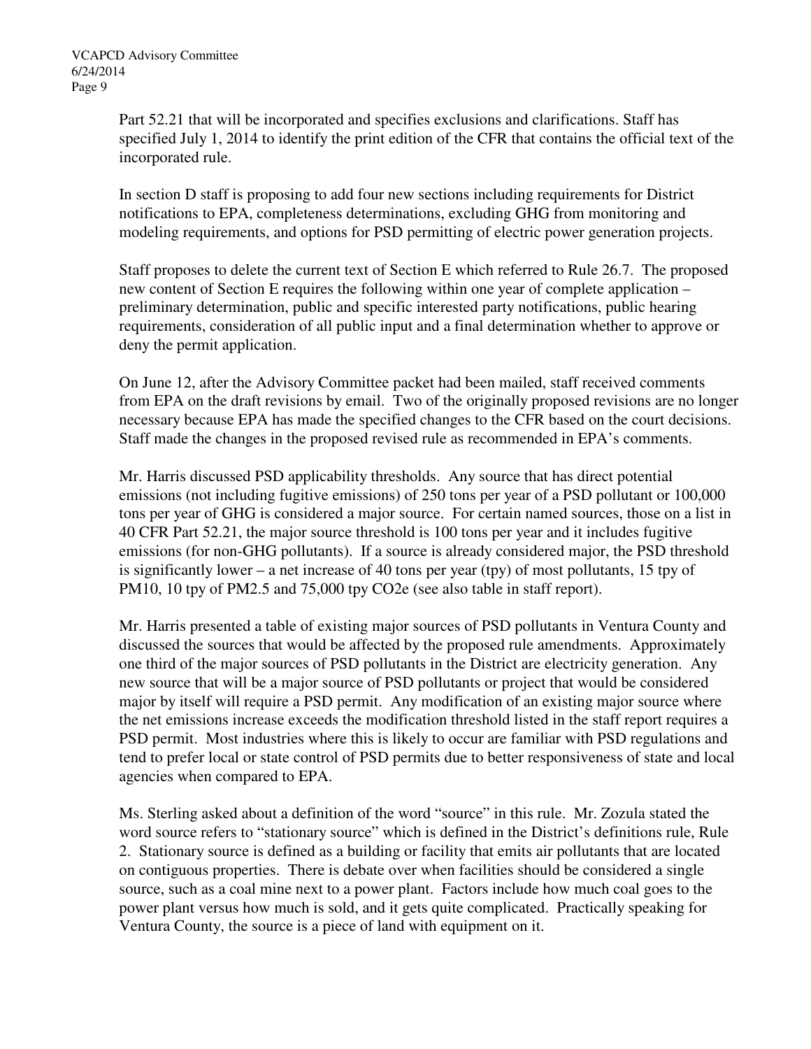Part 52.21 that will be incorporated and specifies exclusions and clarifications. Staff has specified July 1, 2014 to identify the print edition of the CFR that contains the official text of the incorporated rule.

In section D staff is proposing to add four new sections including requirements for District notifications to EPA, completeness determinations, excluding GHG from monitoring and modeling requirements, and options for PSD permitting of electric power generation projects.

Staff proposes to delete the current text of Section E which referred to Rule 26.7. The proposed new content of Section E requires the following within one year of complete application – preliminary determination, public and specific interested party notifications, public hearing requirements, consideration of all public input and a final determination whether to approve or deny the permit application.

On June 12, after the Advisory Committee packet had been mailed, staff received comments from EPA on the draft revisions by email. Two of the originally proposed revisions are no longer necessary because EPA has made the specified changes to the CFR based on the court decisions. Staff made the changes in the proposed revised rule as recommended in EPA's comments.

Mr. Harris discussed PSD applicability thresholds. Any source that has direct potential emissions (not including fugitive emissions) of 250 tons per year of a PSD pollutant or 100,000 tons per year of GHG is considered a major source. For certain named sources, those on a list in 40 CFR Part 52.21, the major source threshold is 100 tons per year and it includes fugitive emissions (for non-GHG pollutants). If a source is already considered major, the PSD threshold is significantly lower – a net increase of 40 tons per year (tpy) of most pollutants, 15 tpy of $PM_{10}$, 10 tpy of $PM_{2.5}$ and 75,000 tpy $CO_2e$ (see also table in staff report).

Mr. Harris presented a table of existing major sources of PSD pollutants in Ventura County and discussed the sources that would be affected by the proposed rule amendments. Approximately one third of the major sources of PSD pollutants in the District are electricity generation. Any new source that will be a major source of PSD pollutants or project that would be considered major by itself will require a PSD permit. Any modification of an existing major source where the net emissions increase exceeds the modification threshold listed in the staff report requires a PSD permit. Most industries where this is likely to occur are familiar with PSD regulations and tend to prefer local or state control of PSD permits due to better responsiveness of state and local agencies when compared to EPA.

Ms. Sterling asked about a definition of the word "source" in this rule. Mr. Zozula stated the word source refers to "stationary source" which is defined in the District's definitions rule, Rule 2. Stationary source is defined as a building or facility that emits air pollutants that are located on contiguous properties. There is debate over when facilities should be considered a single source, such as a coal mine next to a power plant. Factors include how much coal goes to the power plant versus how much is sold, and it gets quite complicated. Practically speaking for Ventura County, the source is a piece of land with equipment on it.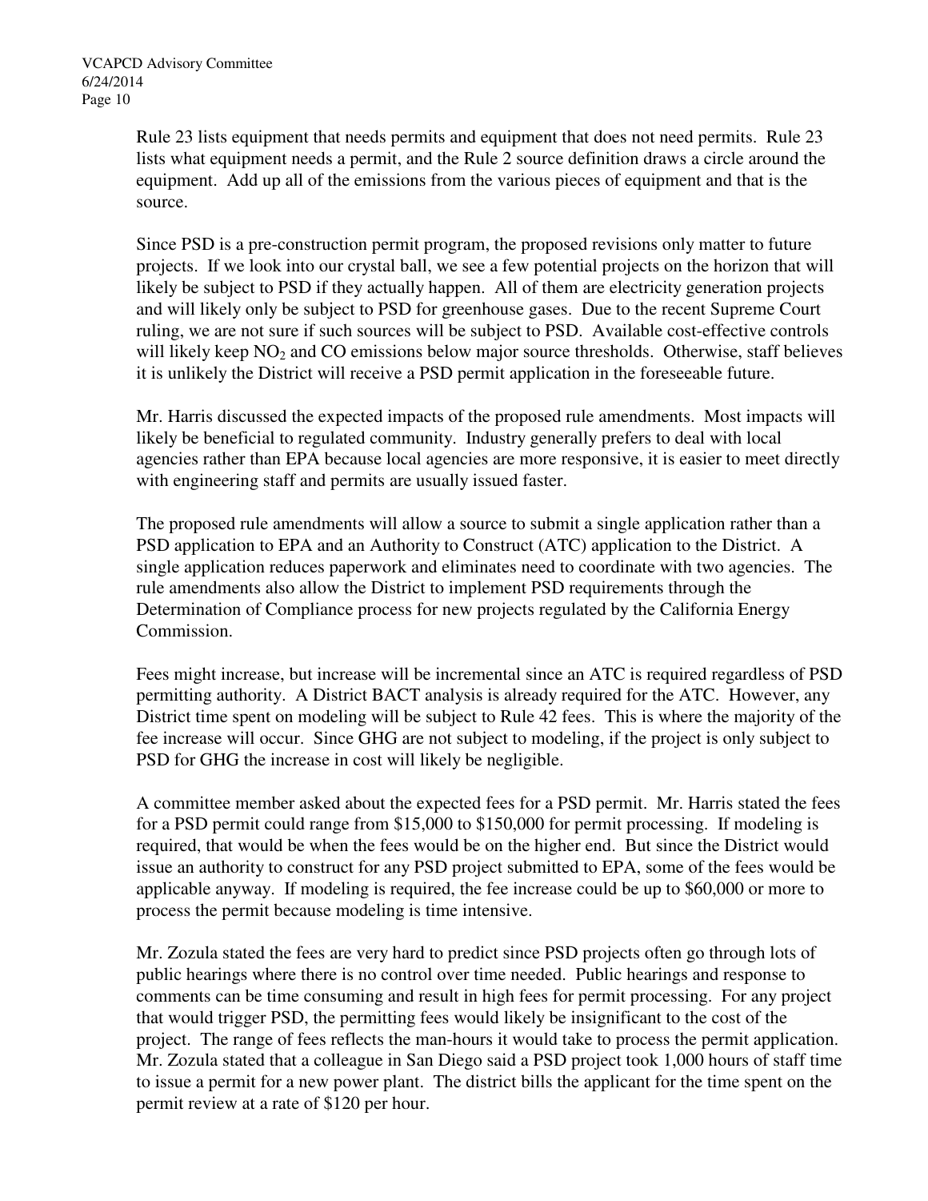Rule 23 lists equipment that needs permits and equipment that does not need permits. Rule 23 lists what equipment needs a permit, and the Rule 2 source definition draws a circle around the equipment. Add up all of the emissions from the various pieces of equipment and that is the source.

Since PSD is a pre-construction permit program, the proposed revisions only matter to future projects. If we look into our crystal ball, we see a few potential projects on the horizon that will likely be subject to PSD if they actually happen. All of them are electricity generation projects and will likely only be subject to PSD for greenhouse gases. Due to the recent Supreme Court ruling, we are not sure if such sources will be subject to PSD. Available cost-effective controls will likely keep $NO_2$ and CO emissions below major source thresholds. Otherwise, staff believes it is unlikely the District will receive a PSD permit application in the foreseeable future.

Mr. Harris discussed the expected impacts of the proposed rule amendments. Most impacts will likely be beneficial to regulated community. Industry generally prefers to deal with local agencies rather than EPA because local agencies are more responsive, it is easier to meet directly with engineering staff and permits are usually issued faster.

The proposed rule amendments will allow a source to submit a single application rather than a PSD application to EPA and an Authority to Construct (ATC) application to the District. A single application reduces paperwork and eliminates need to coordinate with two agencies. The rule amendments also allow the District to implement PSD requirements through the Determination of Compliance process for new projects regulated by the California Energy Commission.

Fees might increase, but increase will be incremental since an ATC is required regardless of PSD permitting authority. A District BACT analysis is already required for the ATC. However, any District time spent on modeling will be subject to Rule 42 fees. This is where the majority of the fee increase will occur. Since GHG are not subject to modeling, if the project is only subject to PSD for GHG the increase in cost will likely be negligible.

A committee member asked about the expected fees for a PSD permit. Mr. Harris stated the fees for a PSD permit could range from $15,000 to $150,000 for permit processing. If modeling is required, that would be when the fees would be on the higher end. But since the District would issue an authority to construct for any PSD project submitted to EPA, some of the fees would be applicable anyway. If modeling is required, the fee increase could be up to $60,000 or more to process the permit because modeling is time intensive.

Mr. Zozula stated the fees are very hard to predict since PSD projects often go through lots of public hearings where there is no control over time needed. Public hearings and response to comments can be time consuming and result in high fees for permit processing. For any project that would trigger PSD, the permitting fees would likely be insignificant to the cost of the project. The range of fees reflects the man-hours it would take to process the permit application. Mr. Zozula stated that a colleague in San Diego said a PSD project took 1,000 hours of staff time to issue a permit for a new power plant. The district bills the applicant for the time spent on the permit review at a rate of $120 per hour.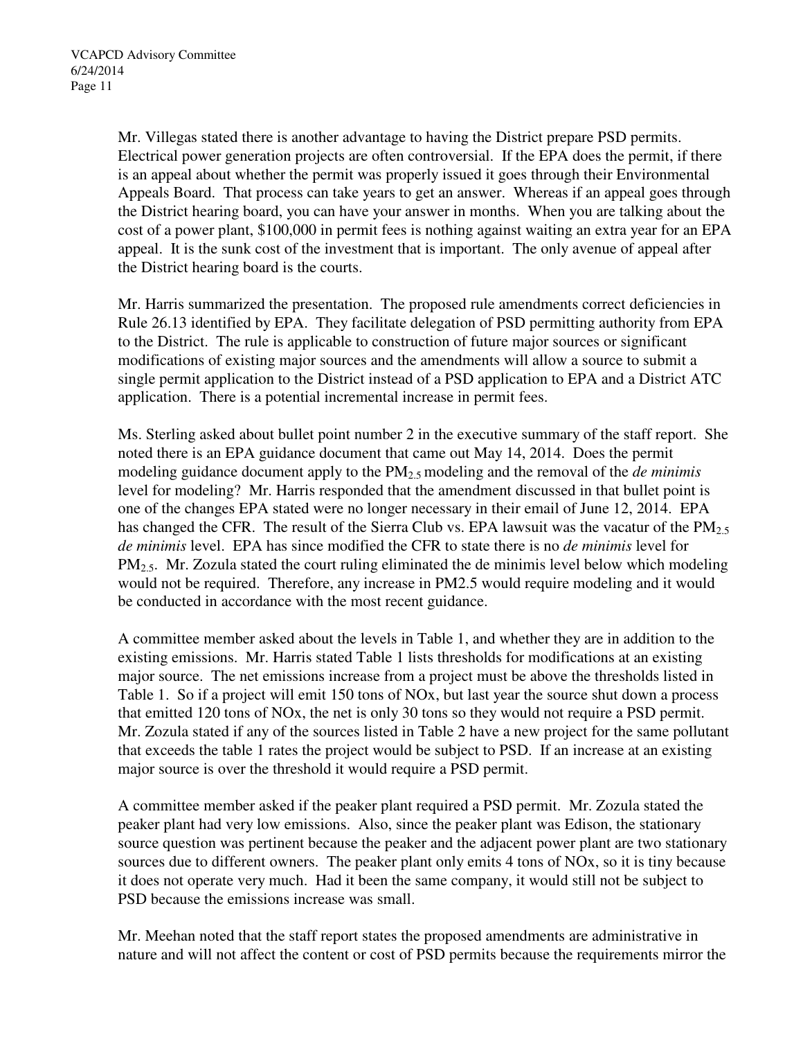Mr. Villegas stated there is another advantage to having the District prepare PSD permits. Electrical power generation projects are often controversial. If the EPA does the permit, if there is an appeal about whether the permit was properly issued it goes through their Environmental Appeals Board. That process can take years to get an answer. Whereas if an appeal goes through the District hearing board, you can have your answer in months. When you are talking about the cost of a power plant, $100,000 in permit fees is nothing against waiting an extra year for an EPA appeal. It is the sunk cost of the investment that is important. The only avenue of appeal after the District hearing board is the courts.

Mr. Harris summarized the presentation. The proposed rule amendments correct deficiencies in Rule 26.13 identified by EPA. They facilitate delegation of PSD permitting authority from EPA to the District. The rule is applicable to construction of future major sources or significant modifications of existing major sources and the amendments will allow a source to submit a single permit application to the District instead of a PSD application to EPA and a District ATC application. There is a potential incremental increase in permit fees.

Ms. Sterling asked about bullet point number 2 in the executive summary of the staff report. She noted there is an EPA guidance document that came out May 14, 2014. Does the permit modeling guidance document apply to the $PM_{2.5}$ modeling and the removal of the *de minimis* level for modeling? Mr. Harris responded that the amendment discussed in that bullet point is one of the changes EPA stated were no longer necessary in their email of June 12, 2014. EPA has changed the CFR. The result of the Sierra Club vs. EPA lawsuit was the vacatur of the $PM_{2.5}$ *de minimis* level. EPA has since modified the CFR to state there is no *de minimis* level for $PM_{2.5}$. Mr. Zozula stated the court ruling eliminated the de minimis level below which modeling would not be required. Therefore, any increase in PM2.5 would require modeling and it would be conducted in accordance with the most recent guidance.

A committee member asked about the levels in Table 1, and whether they are in addition to the existing emissions. Mr. Harris stated Table 1 lists thresholds for modifications at an existing major source. The net emissions increase from a project must be above the thresholds listed in Table 1. So if a project will emit 150 tons of NOx, but last year the source shut down a process that emitted 120 tons of NOx, the net is only 30 tons so they would not require a PSD permit. Mr. Zozula stated if any of the sources listed in Table 2 have a new project for the same pollutant that exceeds the table 1 rates the project would be subject to PSD. If an increase at an existing major source is over the threshold it would require a PSD permit.

A committee member asked if the peaker plant required a PSD permit. Mr. Zozula stated the peaker plant had very low emissions. Also, since the peaker plant was Edison, the stationary source question was pertinent because the peaker and the adjacent power plant are two stationary sources due to different owners. The peaker plant only emits 4 tons of NOx, so it is tiny because it does not operate very much. Had it been the same company, it would still not be subject to PSD because the emissions increase was small.

Mr. Meehan noted that the staff report states the proposed amendments are administrative in nature and will not affect the content or cost of PSD permits because the requirements mirror the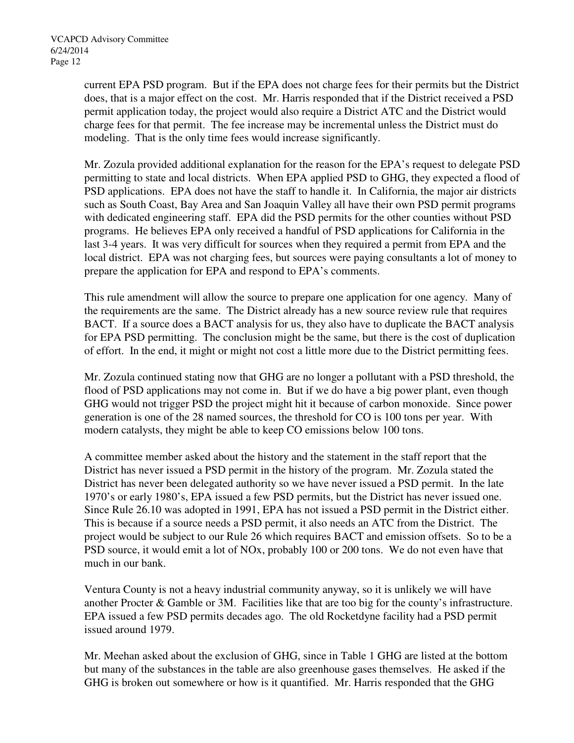current EPA PSD program. But if the EPA does not charge fees for their permits but the District does, that is a major effect on the cost. Mr. Harris responded that if the District received a PSD permit application today, the project would also require a District ATC and the District would charge fees for that permit. The fee increase may be incremental unless the District must do modeling. That is the only time fees would increase significantly.

Mr. Zozula provided additional explanation for the reason for the EPA's request to delegate PSD permitting to state and local districts. When EPA applied PSD to GHG, they expected a flood of PSD applications. EPA does not have the staff to handle it. In California, the major air districts such as South Coast, Bay Area and San Joaquin Valley all have their own PSD permit programs with dedicated engineering staff. EPA did the PSD permits for the other counties without PSD programs. He believes EPA only received a handful of PSD applications for California in the last 3-4 years. It was very difficult for sources when they required a permit from EPA and the local district. EPA was not charging fees, but sources were paying consultants a lot of money to prepare the application for EPA and respond to EPA's comments.

This rule amendment will allow the source to prepare one application for one agency. Many of the requirements are the same. The District already has a new source review rule that requires BACT. If a source does a BACT analysis for us, they also have to duplicate the BACT analysis for EPA PSD permitting. The conclusion might be the same, but there is the cost of duplication of effort. In the end, it might or might not cost a little more due to the District permitting fees.

Mr. Zozula continued stating now that GHG are no longer a pollutant with a PSD threshold, the flood of PSD applications may not come in. But if we do have a big power plant, even though GHG would not trigger PSD the project might hit it because of carbon monoxide. Since power generation is one of the 28 named sources, the threshold for CO is 100 tons per year. With modern catalysts, they might be able to keep CO emissions below 100 tons.

A committee member asked about the history and the statement in the staff report that the District has never issued a PSD permit in the history of the program. Mr. Zozula stated the District has never been delegated authority so we have never issued a PSD permit. In the late 1970's or early 1980's, EPA issued a few PSD permits, but the District has never issued one. Since Rule 26.10 was adopted in 1991, EPA has not issued a PSD permit in the District either. This is because if a source needs a PSD permit, it also needs an ATC from the District. The project would be subject to our Rule 26 which requires BACT and emission offsets. So to be a PSD source, it would emit a lot of NOx, probably 100 or 200 tons. We do not even have that much in our bank.

Ventura County is not a heavy industrial community anyway, so it is unlikely we will have another Procter & Gamble or 3M. Facilities like that are too big for the county's infrastructure. EPA issued a few PSD permits decades ago. The old Rocketdyne facility had a PSD permit issued around 1979.

Mr. Meehan asked about the exclusion of GHG, since in Table 1 GHG are listed at the bottom but many of the substances in the table are also greenhouse gases themselves. He asked if the GHG is broken out somewhere or how is it quantified. Mr. Harris responded that the GHG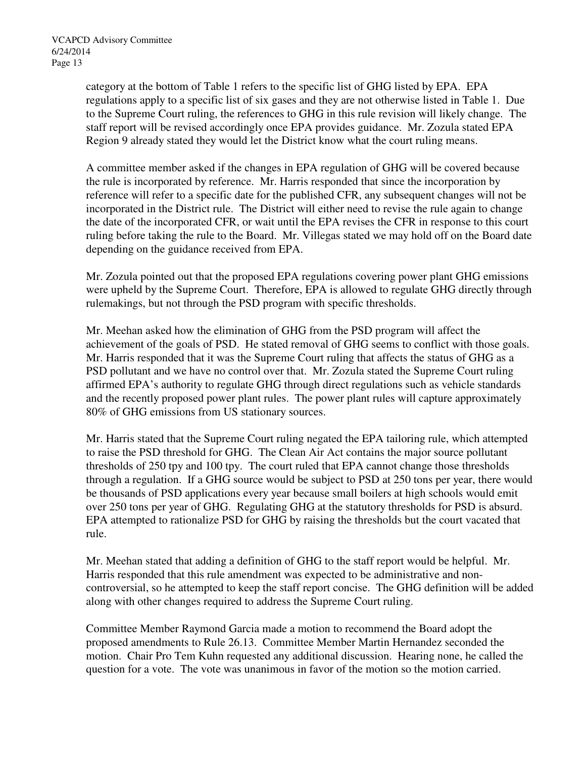category at the bottom of Table 1 refers to the specific list of GHG listed by EPA. EPA regulations apply to a specific list of six gases and they are not otherwise listed in Table 1. Due to the Supreme Court ruling, the references to GHG in this rule revision will likely change. The staff report will be revised accordingly once EPA provides guidance. Mr. Zozula stated EPA Region 9 already stated they would let the District know what the court ruling means.

A committee member asked if the changes in EPA regulation of GHG will be covered because the rule is incorporated by reference. Mr. Harris responded that since the incorporation by reference will refer to a specific date for the published CFR, any subsequent changes will not be incorporated in the District rule. The District will either need to revise the rule again to change the date of the incorporated CFR, or wait until the EPA revises the CFR in response to this court ruling before taking the rule to the Board. Mr. Villegas stated we may hold off on the Board date depending on the guidance received from EPA.

Mr. Zozula pointed out that the proposed EPA regulations covering power plant GHG emissions were upheld by the Supreme Court. Therefore, EPA is allowed to regulate GHG directly through rulemakings, but not through the PSD program with specific thresholds.

Mr. Meehan asked how the elimination of GHG from the PSD program will affect the achievement of the goals of PSD. He stated removal of GHG seems to conflict with those goals. Mr. Harris responded that it was the Supreme Court ruling that affects the status of GHG as a PSD pollutant and we have no control over that. Mr. Zozula stated the Supreme Court ruling affirmed EPA's authority to regulate GHG through direct regulations such as vehicle standards and the recently proposed power plant rules. The power plant rules will capture approximately 80% of GHG emissions from US stationary sources.

Mr. Harris stated that the Supreme Court ruling negated the EPA tailoring rule, which attempted to raise the PSD threshold for GHG. The Clean Air Act contains the major source pollutant thresholds of 250 tpy and 100 tpy. The court ruled that EPA cannot change those thresholds through a regulation. If a GHG source would be subject to PSD at 250 tons per year, there would be thousands of PSD applications every year because small boilers at high schools would emit over 250 tons per year of GHG. Regulating GHG at the statutory thresholds for PSD is absurd. EPA attempted to rationalize PSD for GHG by raising the thresholds but the court vacated that rule.

Mr. Meehan stated that adding a definition of GHG to the staff report would be helpful. Mr. Harris responded that this rule amendment was expected to be administrative and non-controversial, so he attempted to keep the staff report concise. The GHG definition will be added along with other changes required to address the Supreme Court ruling.

Committee Member Raymond Garcia made a motion to recommend the Board adopt the proposed amendments to Rule 26.13. Committee Member Martin Hernandez seconded the motion. Chair Pro Tem Kuhn requested any additional discussion. Hearing none, he called the question for a vote. The vote was unanimous in favor of the motion so the motion carried.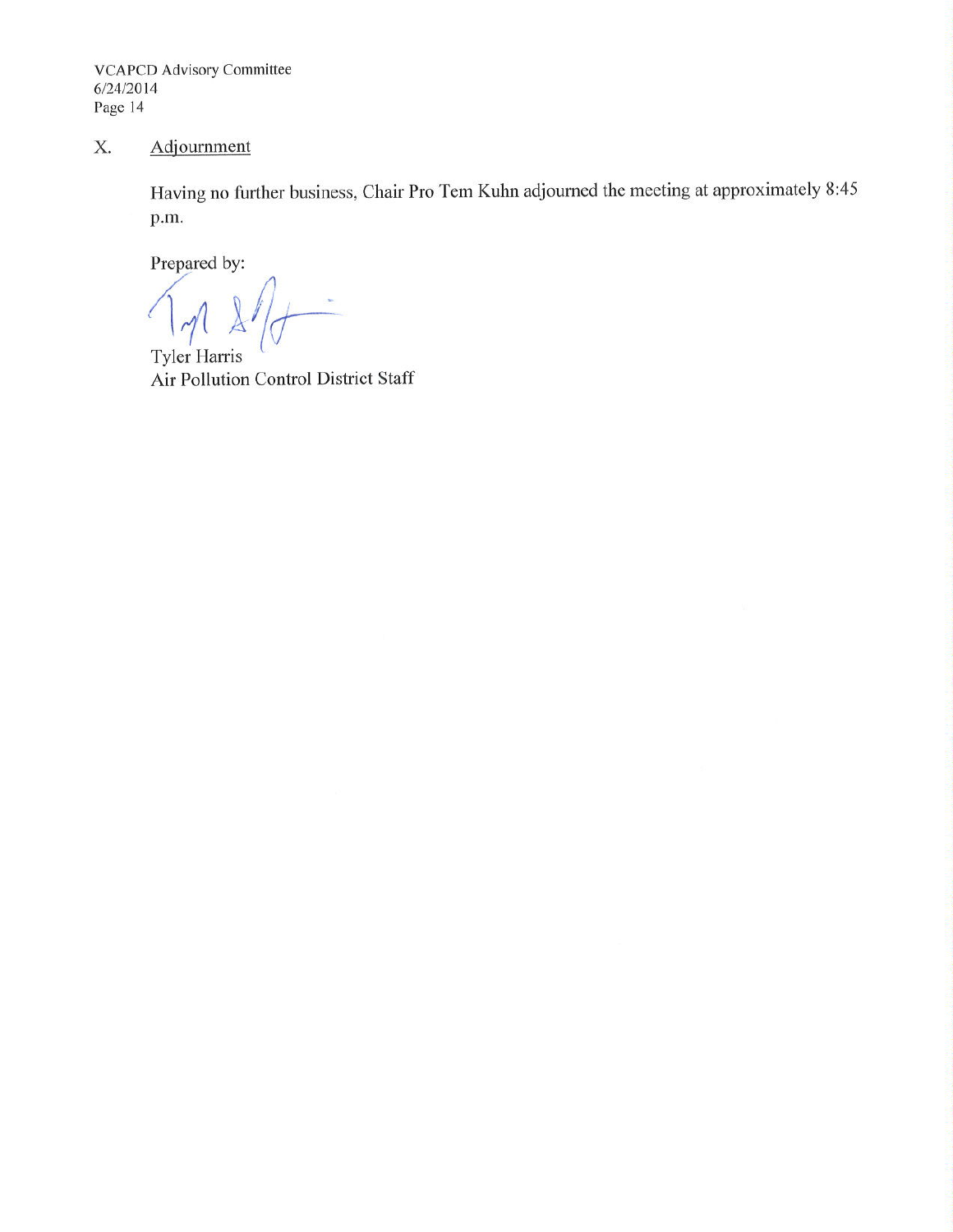## X. Adjournment

Having no further business, Chair Pro Tem Kuhn adjourned the meeting at approximately 8:45 p.m.

Prepared by:

Tyler Harris
Air Pollution Control District Staff